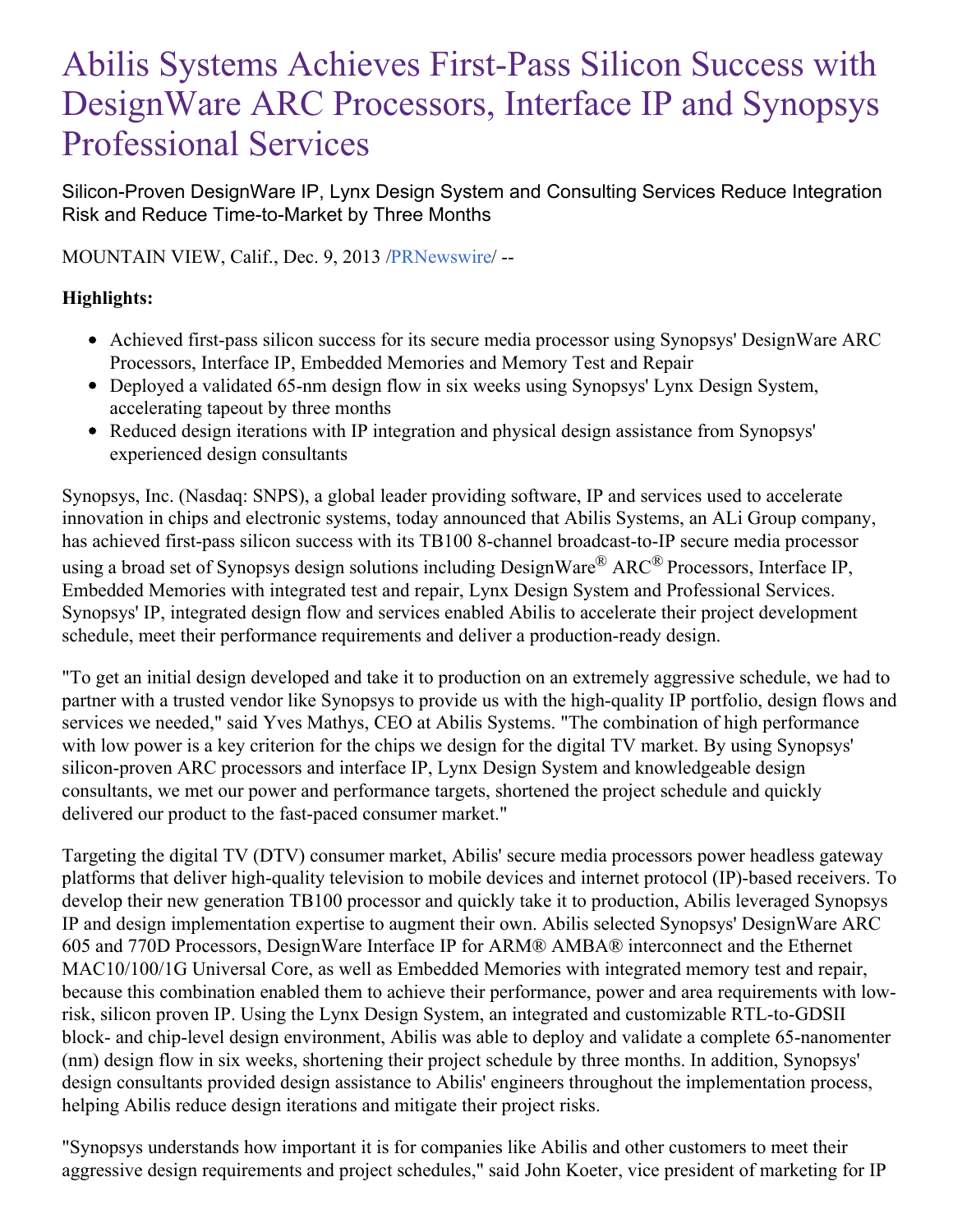# Abilis Systems Achieves First-Pass Silicon Success with DesignWare ARC Processors, Interface IP and Synopsys Professional Services

Silicon-Proven DesignWare IP, Lynx Design System and Consulting Services Reduce Integration Risk and Reduce Time-to-Market by Three Months

MOUNTAIN VIEW, Calif., Dec. 9, 2013 /PRNewswire/ --

**Highlights:**

- Achieved first-pass silicon success for its secure media processor using Synopsys' DesignWare ARC Processors, Interface IP, Embedded Memories and Memory Test and Repair
- Deployed a validated 65-nm design flow in six weeks using Synopsys' Lynx Design System, accelerating tapeout by three months
- Reduced design iterations with IP integration and physical design assistance from Synopsys' experienced design consultants

Synopsys, Inc. (Nasdaq: SNPS), a global leader providing software, IP and services used to accelerate innovation in chips and electronic systems, today announced that Abilis Systems, an ALi Group company, has achieved first-pass silicon success with its TB100 8-channel broadcast-to-IP secure media processor using a broad set of Synopsys design solutions including DesignWare® ARC® Processors, Interface IP, Embedded Memories with integrated test and repair, Lynx Design System and Professional Services. Synopsys' IP, integrated design flow and services enabled Abilis to accelerate their project development schedule, meet their performance requirements and deliver a production-ready design.

"To get an initial design developed and take it to production on an extremely aggressive schedule, we had to partner with a trusted vendor like Synopsys to provide us with the high-quality IP portfolio, design flows and services we needed," said Yves Mathys, CEO at Abilis Systems. "The combination of high performance with low power is a key criterion for the chips we design for the digital TV market. By using Synopsys' silicon-proven ARC processors and interface IP, Lynx Design System and knowledgeable design consultants, we met our power and performance targets, shortened the project schedule and quickly delivered our product to the fast-paced consumer market."

Targeting the digital TV (DTV) consumer market, Abilis' secure media processors power headless gateway platforms that deliver high-quality television to mobile devices and internet protocol (IP)-based receivers. To develop their new generation TB100 processor and quickly take it to production, Abilis leveraged Synopsys IP and design implementation expertise to augment their own. Abilis selected Synopsys' DesignWare ARC 605 and 770D Processors, DesignWare Interface IP for ARM® AMBA® interconnect and the Ethernet MAC10/100/1G Universal Core, as well as Embedded Memories with integrated memory test and repair, because this combination enabled them to achieve their performance, power and area requirements with low-risk, silicon proven IP. Using the Lynx Design System, an integrated and customizable RTL-to-GDSII block- and chip-level design environment, Abilis was able to deploy and validate a complete 65-nanometer (nm) design flow in six weeks, shortening their project schedule by three months. In addition, Synopsys' design consultants provided design assistance to Abilis' engineers throughout the implementation process, helping Abilis reduce design iterations and mitigate their project risks.

"Synopsys understands how important it is for companies like Abilis and other customers to meet their aggressive design requirements and project schedules," said John Koeter, vice president of marketing for IP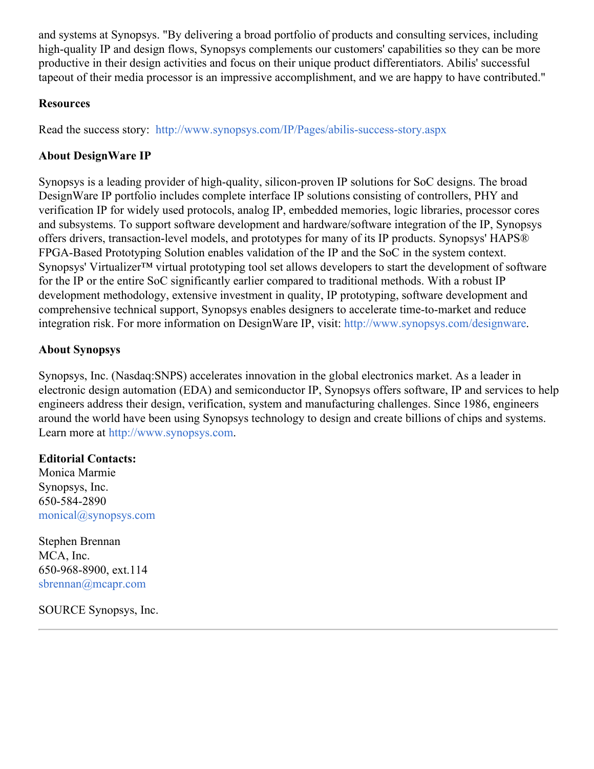and systems at Synopsys. "By delivering a broad portfolio of products and consulting services, including high-quality IP and design flows, Synopsys complements our customers' capabilities so they can be more productive in their design activities and focus on their unique product differentiators. Abilis' successful tapeout of their media processor is an impressive accomplishment, and we are happy to have contributed."

**Resources**

Read the success story: http://www.synopsys.com/IP/Pages/abilis-success-story.aspx

**About DesignWare IP**

Synopsys is a leading provider of high-quality, silicon-proven IP solutions for SoC designs. The broad DesignWare IP portfolio includes complete interface IP solutions consisting of controllers, PHY and verification IP for widely used protocols, analog IP, embedded memories, logic libraries, processor cores and subsystems. To support software development and hardware/software integration of the IP, Synopsys offers drivers, transaction-level models, and prototypes for many of its IP products. Synopsys' HAPS® FPGA-Based Prototyping Solution enables validation of the IP and the SoC in the system context. Synopsys' Virtualizer™ virtual prototyping tool set allows developers to start the development of software for the IP or the entire SoC significantly earlier compared to traditional methods. With a robust IP development methodology, extensive investment in quality, IP prototyping, software development and comprehensive technical support, Synopsys enables designers to accelerate time-to-market and reduce integration risk. For more information on DesignWare IP, visit: http://www.synopsys.com/designware.

**About Synopsys**

Synopsys, Inc. (Nasdaq:SNPS) accelerates innovation in the global electronics market. As a leader in electronic design automation (EDA) and semiconductor IP, Synopsys offers software, IP and services to help engineers address their design, verification, system and manufacturing challenges. Since 1986, engineers around the world have been using Synopsys technology to design and create billions of chips and systems. Learn more at http://www.synopsys.com.

**Editorial Contacts:**
Monica Marmie
Synopsys, Inc.
650-584-2890
monical@synopsys.com

Stephen Brennan
MCA, Inc.
650-968-8900, ext.114
sbrennan@mcapr.com

SOURCE Synopsys, Inc.